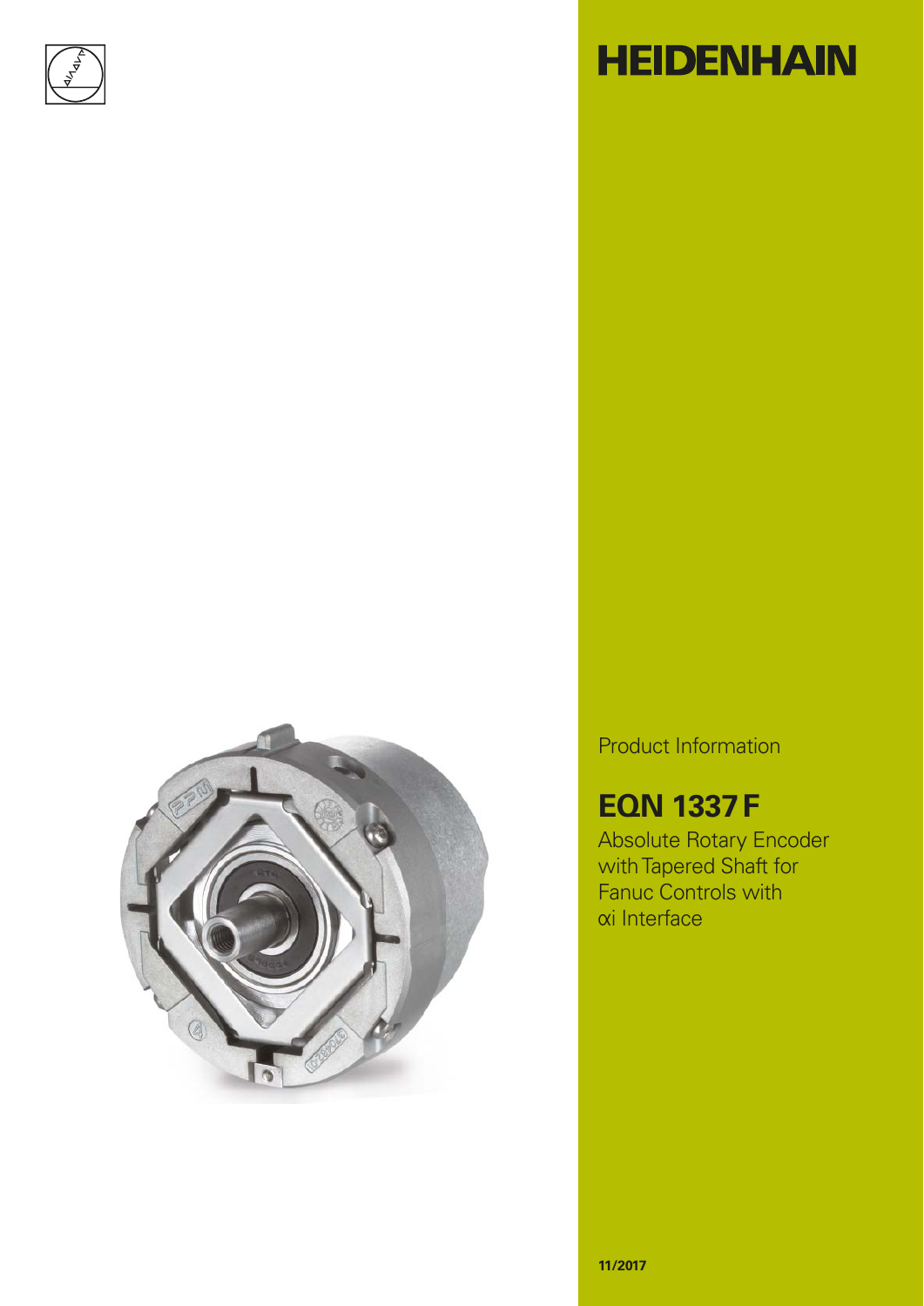# HEIDENHAIN

Product Information

## EQN 1337 F

Absolute Rotary Encoder with Tapered Shaft for Fanuc Controls with αi Interface

**11/2017**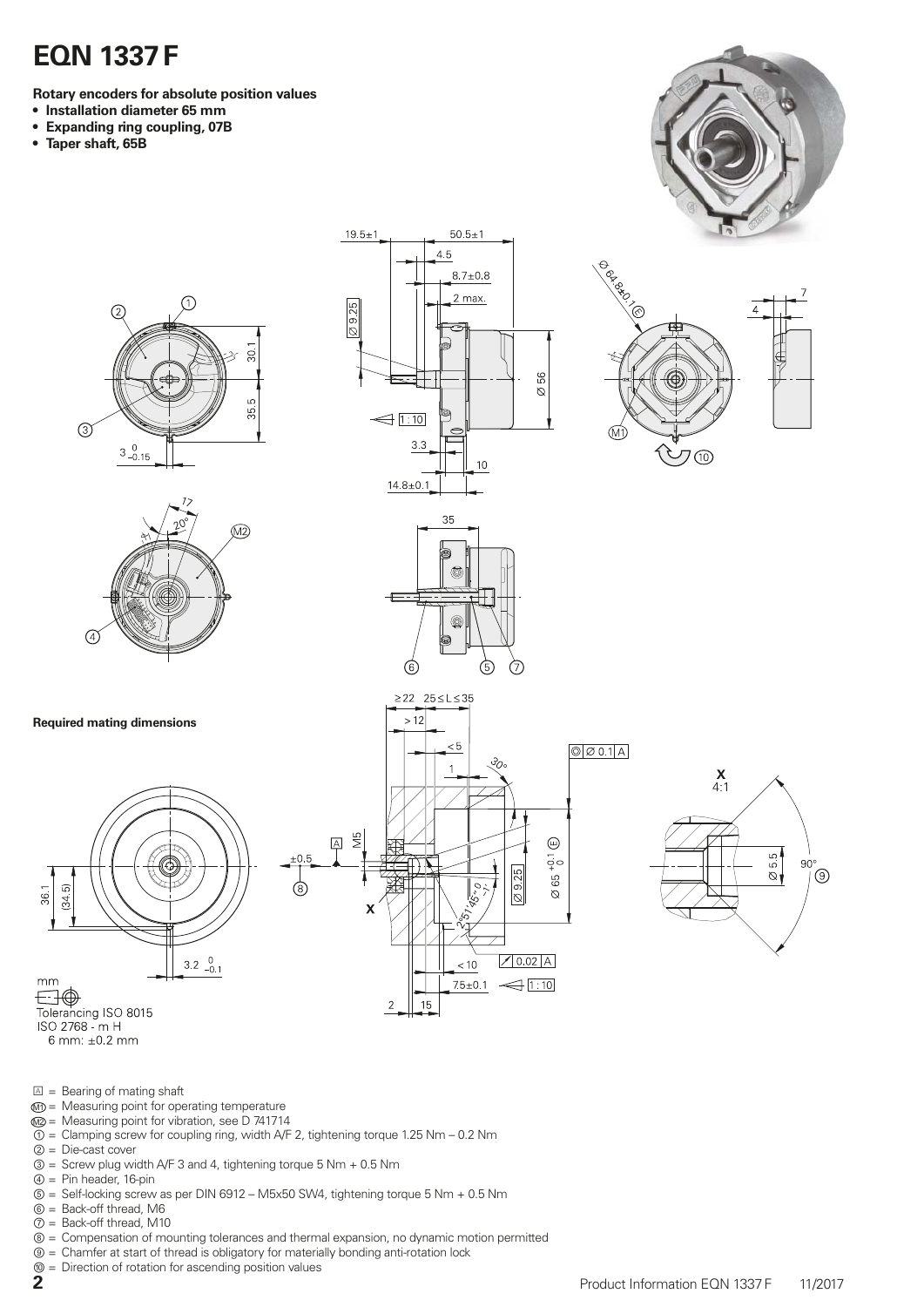# EQN 1337 F

**Rotary encoders for absolute position values**
- **Installation diameter 65 mm**
- **Expanding ring coupling, 07B**
- **Taper shaft, 65B**

**Required mating dimensions**

mm

Tolerancing ISO 8015
ISO 2768 - m H
6 mm: ±0.2 mm

- A = Bearing of mating shaft
- M1 = Measuring point for operating temperature
- M2 = Measuring point for vibration, see D 741714
- ① = Clamping screw for coupling ring, width A/F 2, tightening torque 1.25 Nm – 0.2 Nm
- ② = Die-cast cover
- ③ = Screw plug width A/F 3 and 4, tightening torque 5 Nm + 0.5 Nm
- ④ = Pin header, 16-pin
- ⑤ = Self-locking screw as per DIN 6912 – M5x50 SW4, tightening torque 5 Nm + 0.5 Nm
- ⑥ = Back-off thread, M6
- ⑦ = Back-off thread, M10
- ⑧ = Compensation of mounting tolerances and thermal expansion, no dynamic motion permitted
- ⑨ = Chamfer at start of thread is obligatory for materially bonding anti-rotation lock
- ⑩ = Direction of rotation for ascending position values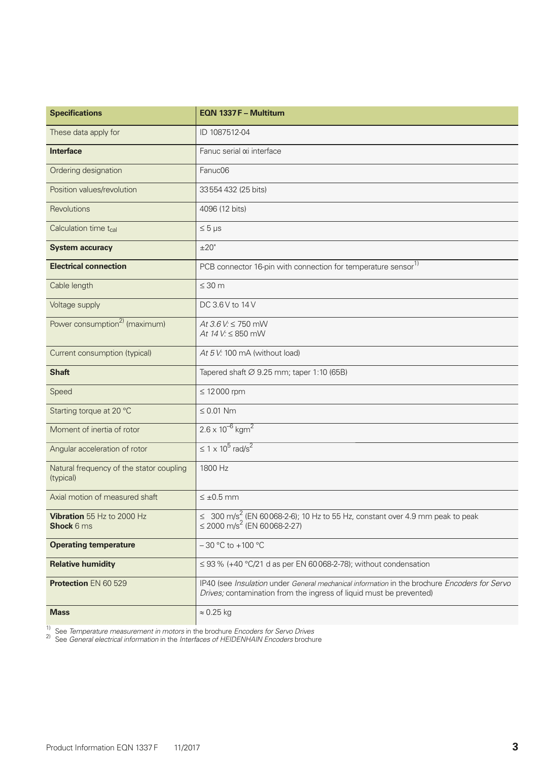| **Specifications** | **EQN 1337 F – Multiturn** |
|---|---|
| These data apply for | ID 1087512-04 |
| **Interface** | Fanuc serial αi interface |
| Ordering designation | Fanuc06 |
| Position values/revolution | 33 554 432 (25 bits) |
| Revolutions | 4096 (12 bits) |
| Calculation time $t_{cal}$ | ≤ 5 µs |
| **System accuracy** | ±20" |
| **Electrical connection** | PCB connector 16-pin with connection for temperature sensor[1] |
| Cable length | ≤ 30 m |
| Voltage supply | DC 3.6 V to 14 V |
| Power consumption[2] (maximum) | *At 3.6 V:* ≤ 750 mW<br>*At 14 V:* ≤ 850 mW |
| Current consumption (typical) | *At 5 V:* 100 mA (without load) |
| **Shaft** | Tapered shaft ∅ 9.25 mm; taper 1:10 (65B) |
| Speed | ≤ 12 000 rpm |
| Starting torque at 20 °C | ≤ 0.01 Nm |
| Moment of inertia of rotor | $2.6 \times 10^{-6}$ kgm$^2$ |
| Angular acceleration of rotor | ≤ $1 \times 10^5$ rad/s$^2$ |
| Natural frequency of the stator coupling (typical) | 1800 Hz |
| Axial motion of measured shaft | ≤ ±0.5 mm |
| **Vibration** 55 Hz to 2000 Hz<br>**Shock** 6 ms | ≤ 300 m/s$^2$ (EN 60068-2-6); 10 Hz to 55 Hz, constant over 4.9 mm peak to peak<br>≤ 2000 m/s$^2$ (EN 60068-2-27) |
| **Operating temperature** | – 30 °C to +100 °C |
| **Relative humidity** | ≤ 93 % (+40 °C/21 d as per EN 60 068-2-78); without condensation |
| **Protection** EN 60 529 | IP40 (see *Insulation* under *General mechanical information* in the brochure *Encoders for Servo Drives;* contamination from the ingress of liquid must be prevented) |
| **Mass** | ≈ 0.25 kg |

[1] See *Temperature measurement in motors* in the brochure *Encoders for Servo Drives*
[2] See *General electrical information* in the *Interfaces of HEIDENHAIN Encoders* brochure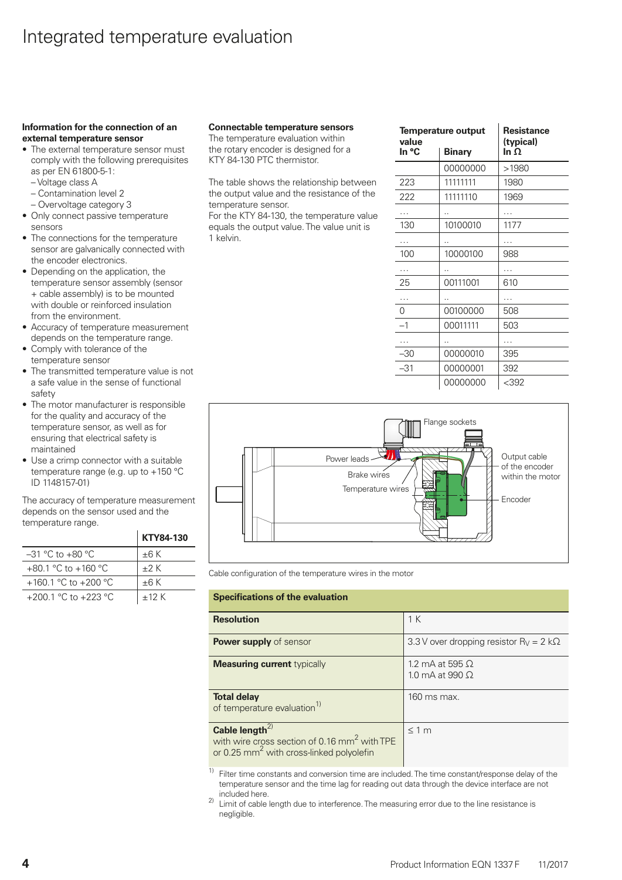# Integrated temperature evaluation

**Information for the connection of an external temperature sensor**

- The external temperature sensor must comply with the following prerequisites as per EN 61800-5-1:
  - Voltage class A
  - Contamination level 2
  - Overvoltage category 3
- Only connect passive temperature sensors
- The connections for the temperature sensor are galvanically connected with the encoder electronics.
- Depending on the application, the temperature sensor assembly (sensor + cable assembly) is to be mounted with double or reinforced insulation from the environment.
- Accuracy of temperature measurement depends on the temperature range.
- Comply with tolerance of the temperature sensor
- The transmitted temperature value is not a safe value in the sense of functional safety
- The motor manufacturer is responsible for the quality and accuracy of the temperature sensor, as well as for ensuring that electrical safety is maintained
- Use a crimp connector with a suitable temperature range (e.g. up to +150 °C ID 1148157-01)

The accuracy of temperature measurement depends on the sensor used and the temperature range.

| | **KTY84-130** |
|---|---|
| –31 °C to +80 °C | ±6 K |
| +80.1 °C to +160 °C | ±2 K |
| +160.1 °C to +200 °C | ±6 K |
| +200.1 °C to +223 °C | ±12 K |

**Connectable temperature sensors**

The temperature evaluation within the rotary encoder is designed for a KTY 84-130 PTC thermistor.

The table shows the relationship between the output value and the resistance of the temperature sensor.
For the KTY 84-130, the temperature value equals the output value. The value unit is 1 kelvin.

| **Temperature output value** | | **Resistance (typical)** |
|---|---|---|
| **In °C** | **Binary** | **In Ω** |
| | 00000000 | >1980 |
| 223 | 11111111 | 1980 |
| 222 | 11111110 | 1969 |
| ... | .. | ... |
| 130 | 10100010 | 1177 |
| ... | .. | ... |
| 100 | 10000100 | 988 |
| ... | .. | ... |
| 25 | 00111001 | 610 |
| ... | .. | ... |
| 0 | 00100000 | 508 |
| –1 | 00011111 | 503 |
| ... | .. | ... |
| –30 | 00000010 | 395 |
| –31 | 00000001 | 392 |
| | 00000000 | <392 |

Flange sockets
Power leads
Brake wires
Temperature wires
Output cable of the encoder within the motor
Encoder

Cable configuration of the temperature wires in the motor

| **Specifications of the evaluation** | |
|---|---|
| **Resolution** | 1 K |
| **Power supply** of sensor | 3.3 V over dropping resistor $R_V$ = 2 kΩ |
| **Measuring current** typically | 1.2 mA at 595 Ω<br>1.0 mA at 990 Ω |
| **Total delay** of temperature evaluation[1] | 160 ms max. |
| **Cable length**[2] with wire cross section of 0.16 mm² with TPE or 0.25 mm² with cross-linked polyolefin | ≤ 1 m |

[1] Filter time constants and conversion time are included. The time constant/response delay of the temperature sensor and the time lag for reading out data through the device interface are not included here.

[2] Limit of cable length due to interference. The measuring error due to the line resistance is negligible.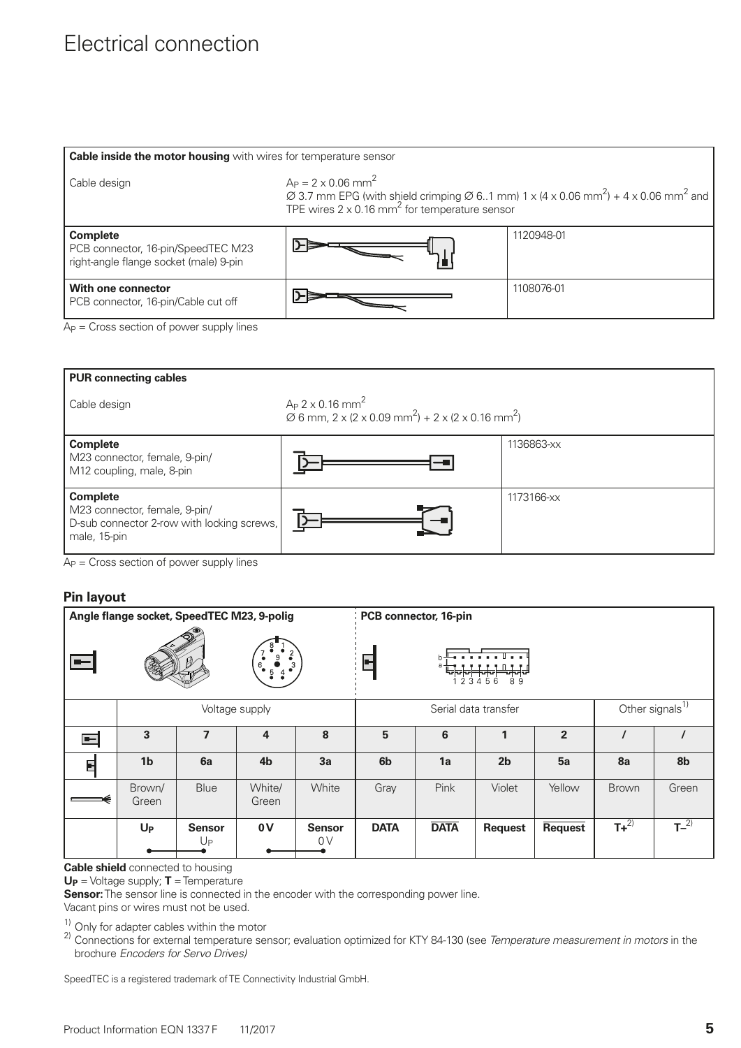# Electrical connection

| **Cable inside the motor housing** with wires for temperature sensor | | |
|---|---|---|
| Cable design | $A_P = 2 \times 0.06\ mm^2$<br>Ø 3.7 mm EPG (with shield crimping Ø 6..1 mm) 1 x (4 x 0.06 $mm^2$) + 4 x 0.06 $mm^2$ and TPE wires 2 x 0.16 $mm^2$ for temperature sensor | |
| **Complete**<br>PCB connector, 16-pin/SpeedTEC M23 right-angle flange socket (male) 9-pin | | 1120948-01 |
| **With one connector**<br>PCB connector, 16-pin/Cable cut off | | 1108076-01 |

$A_P$ = Cross section of power supply lines

| **PUR connecting cables** | | |
|---|---|---|
| Cable design | $A_P$ 2 x 0.16 $mm^2$<br>Ø 6 mm, 2 x (2 x 0.09 $mm^2$) + 2 x (2 x 0.16 $mm^2$) | |
| **Complete**<br>M23 connector, female, 9-pin/<br>M12 coupling, male, 8-pin | | 1136863-xx |
| **Complete**<br>M23 connector, female, 9-pin/<br>D-sub connector 2-row with locking screws, male, 15-pin | | 1173166-xx |

$A_P$ = Cross section of power supply lines

## Pin layout

| Angle flange socket, SpeedTEC M23, 9-polig | | | | | PCB connector, 16-pin | | | | | |
|---|---|---|---|---|---|---|---|---|---|---|
| | Voltage supply | | | | Serial data transfer | | | | Other signals[1] | |
| M23 | 3 | 7 | 4 | 8 | 5 | 6 | 1 | 2 | / | / |
| PCB | 1b | 6a | 4b | 3a | 6b | 1a | 2b | 5a | 8a | 8b |
| Cable | Brown/Green | Blue | White/Green | White | Gray | Pink | Violet | Yellow | Brown | Green |
| | **$U_P$** | **Sensor** $U_P$ | **0 V** | **Sensor** 0 V | **DATA** | **$\overline{DATA}$** | **Request** | **$\overline{Request}$** | **T+**[2] | **T–**[2] |

**Cable shield** connected to housing

**$U_P$** = Voltage supply; **T** = Temperature

**Sensor:** The sensor line is connected in the encoder with the corresponding power line.

Vacant pins or wires must not be used.

[1] Only for adapter cables within the motor

[2] Connections for external temperature sensor; evaluation optimized for KTY 84-130 (see *Temperature measurement in motors* in the brochure *Encoders for Servo Drives)*

SpeedTEC is a registered trademark of TE Connectivity Industrial GmbH.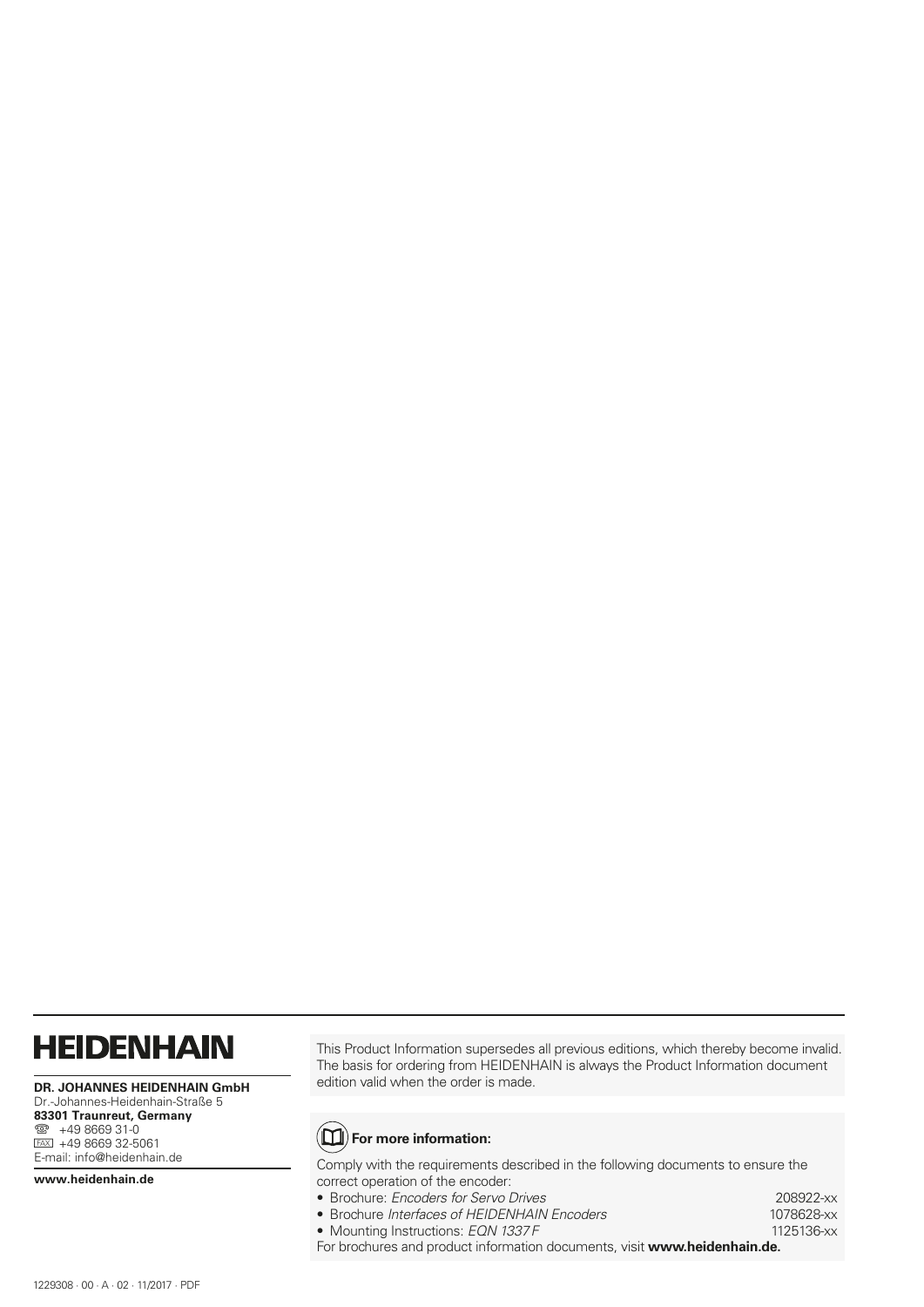**HEIDENHAIN**

**DR. JOHANNES HEIDENHAIN GmbH**
Dr.-Johannes-Heidenhain-Straße 5
**83301 Traunreut, Germany**
☏ +49 8669 31-0
FAX +49 8669 32-5061
E-mail: info@heidenhain.de

**www.heidenhain.de**

This Product Information supersedes all previous editions, which thereby become invalid. The basis for ordering from HEIDENHAIN is always the Product Information document edition valid when the order is made.

**For more information:**

Comply with the requirements described in the following documents to ensure the correct operation of the encoder:

- Brochure: *Encoders for Servo Drives* 208922-xx
- Brochure *Interfaces of HEIDENHAIN Encoders* 1078628-xx
- Mounting Instructions: *EQN 1337 F* 1125136-xx

For brochures and product information documents, visit **www.heidenhain.de.**

1229308 · 00 · A · 02 · 11/2017 · PDF